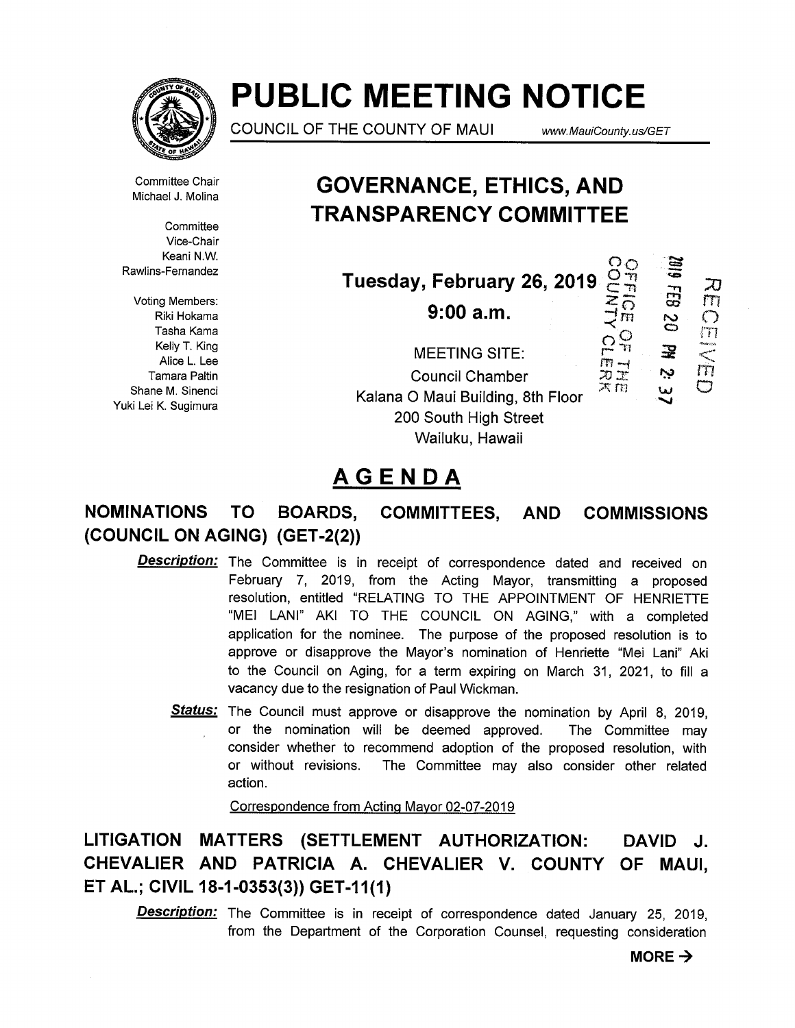# PUBLIC MEETING NOTICE

COUNCIL OF THE COUNTY OF MAUI www.MauiCounty.us/GET

Committee Chair
Michael J. Molina

Committee Vice-Chair
Keani N.W. Rawlins-Fernandez

Voting Members:
Riki Hokama
Tasha Kama
Kelly T. King
Alice L. Lee
Tamara Paltin
Shane M. Sinenci
Yuki Lei K. Sugimura

# GOVERNANCE, ETHICS, AND TRANSPARENCY COMMITTEE

**Tuesday, February 26, 2019**

**9:00 a.m.**

MEETING SITE:
Council Chamber
Kalana O Maui Building, 8th Floor
200 South High Street
Wailuku, Hawaii

OFFICE OF THE COUNTY CLERK
2019 FEB 20 PM 2:37
RECEIVED

## AGENDA

### NOMINATIONS TO BOARDS, COMMITTEES, AND COMMISSIONS (COUNCIL ON AGING) (GET-2(2))

***Description:*** The Committee is in receipt of correspondence dated and received on February 7, 2019, from the Acting Mayor, transmitting a proposed resolution, entitled "RELATING TO THE APPOINTMENT OF HENRIETTE "MEI LANI" AKI TO THE COUNCIL ON AGING," with a completed application for the nominee. The purpose of the proposed resolution is to approve or disapprove the Mayor's nomination of Henriette "Mei Lani" Aki to the Council on Aging, for a term expiring on March 31, 2021, to fill a vacancy due to the resignation of Paul Wickman.

***Status:*** The Council must approve or disapprove the nomination by April 8, 2019, or the nomination will be deemed approved. The Committee may consider whether to recommend adoption of the proposed resolution, with or without revisions. The Committee may also consider other related action.

Correspondence from Acting Mayor 02-07-2019

### LITIGATION MATTERS (SETTLEMENT AUTHORIZATION: DAVID J. CHEVALIER AND PATRICIA A. CHEVALIER V. COUNTY OF MAUI, ET AL.; CIVIL 18-1-0353(3)) GET-11(1)

***Description:*** The Committee is in receipt of correspondence dated January 25, 2019, from the Department of the Corporation Counsel, requesting consideration

MORE →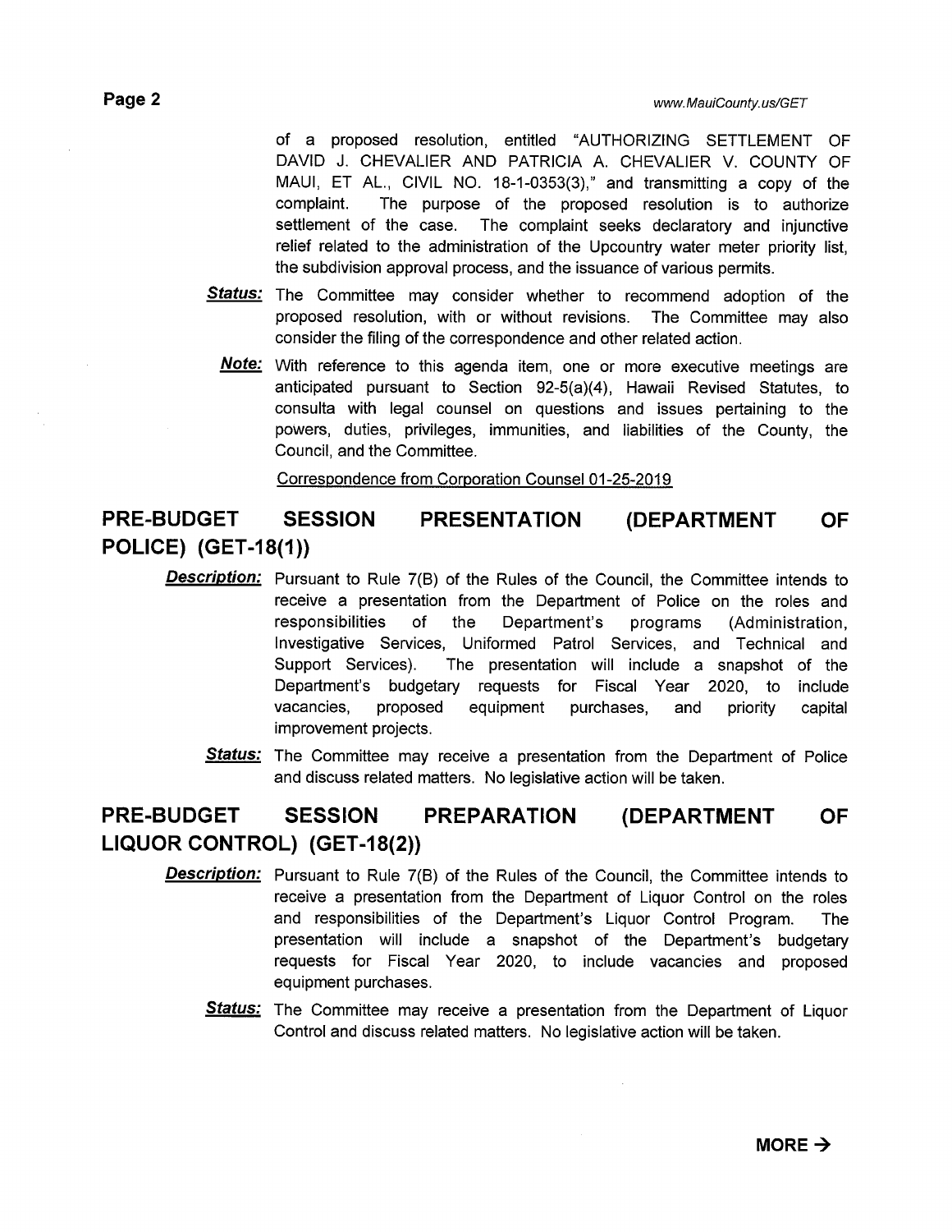of a proposed resolution, entitled "AUTHORIZING SETTLEMENT OF DAVID J. CHEVALIER AND PATRICIA A. CHEVALIER V. COUNTY OF MAUI, ET AL., CIVIL NO. 18-1-0353(3)," and transmitting a copy of the complaint. The purpose of the proposed resolution is to authorize settlement of the case. The complaint seeks declaratory and injunctive relief related to the administration of the Upcountry water meter priority list, the subdivision approval process, and the issuance of various permits.

***Status:*** The Committee may consider whether to recommend adoption of the proposed resolution, with or without revisions. The Committee may also consider the filing of the correspondence and other related action.

***Note:*** With reference to this agenda item, one or more executive meetings are anticipated pursuant to Section 92-5(a)(4), Hawaii Revised Statutes, to consulta with legal counsel on questions and issues pertaining to the powers, duties, privileges, immunities, and liabilities of the County, the Council, and the Committee.

Correspondence from Corporation Counsel 01-25-2019

## PRE-BUDGET SESSION PRESENTATION (DEPARTMENT OF POLICE) (GET-18(1))

***Description:*** Pursuant to Rule 7(B) of the Rules of the Council, the Committee intends to receive a presentation from the Department of Police on the roles and responsibilities of the Department's programs (Administration, Investigative Services, Uniformed Patrol Services, and Technical and Support Services). The presentation will include a snapshot of the Department's budgetary requests for Fiscal Year 2020, to include vacancies, proposed equipment purchases, and priority capital improvement projects.

***Status:*** The Committee may receive a presentation from the Department of Police and discuss related matters. No legislative action will be taken.

## PRE-BUDGET SESSION PREPARATION (DEPARTMENT OF LIQUOR CONTROL) (GET-18(2))

***Description:*** Pursuant to Rule 7(B) of the Rules of the Council, the Committee intends to receive a presentation from the Department of Liquor Control on the roles and responsibilities of the Department's Liquor Control Program. The presentation will include a snapshot of the Department's budgetary requests for Fiscal Year 2020, to include vacancies and proposed equipment purchases.

***Status:*** The Committee may receive a presentation from the Department of Liquor Control and discuss related matters. No legislative action will be taken.

**MORE →**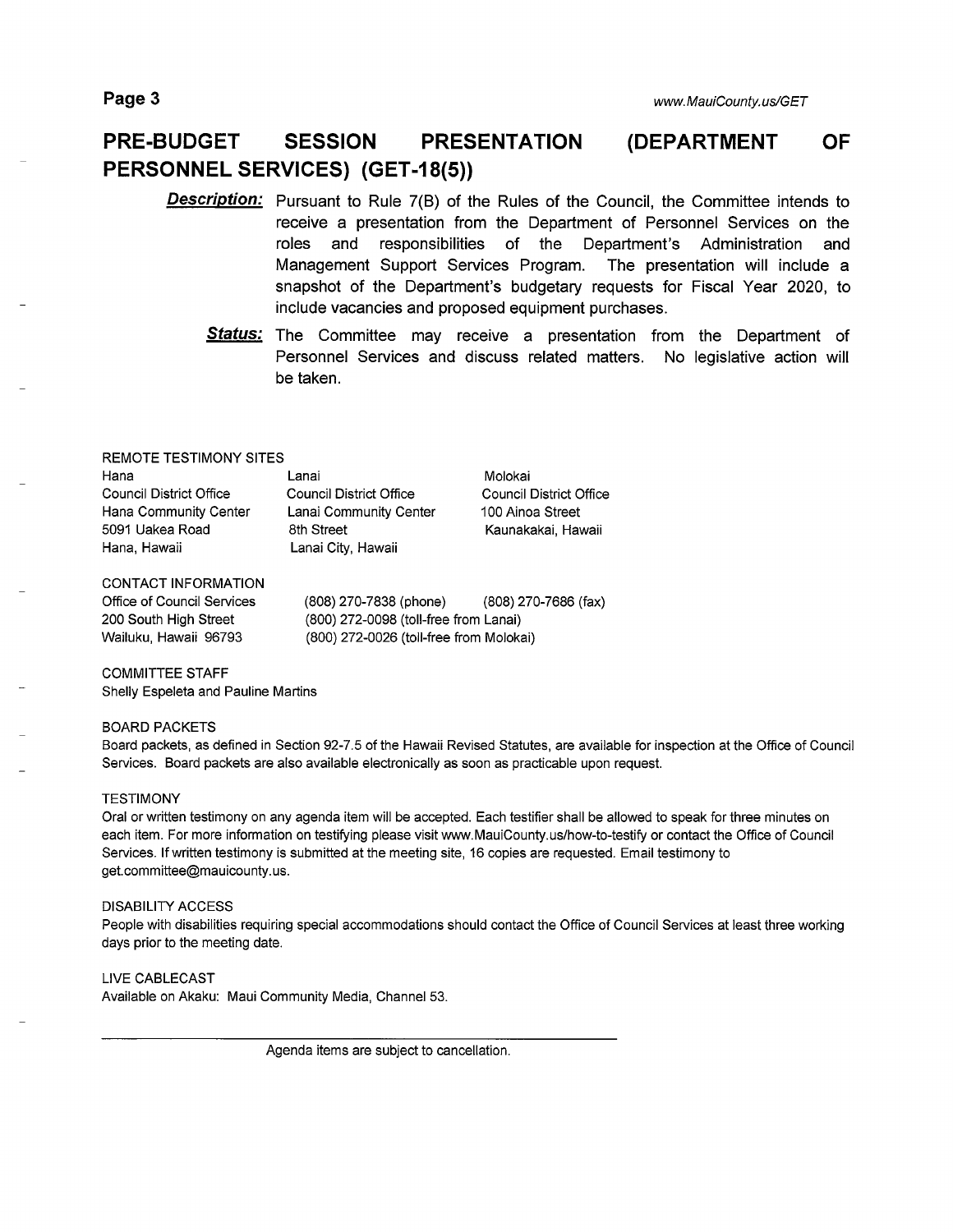## PRE-BUDGET SESSION PRESENTATION (DEPARTMENT OF PERSONNEL SERVICES) (GET-18(5))

***Description:*** Pursuant to Rule 7(B) of the Rules of the Council, the Committee intends to receive a presentation from the Department of Personnel Services on the roles and responsibilities of the Department's Administration and Management Support Services Program. The presentation will include a snapshot of the Department's budgetary requests for Fiscal Year 2020, to include vacancies and proposed equipment purchases.

***Status:*** The Committee may receive a presentation from the Department of Personnel Services and discuss related matters. No legislative action will be taken.

REMOTE TESTIMONY SITES

| | | |
|---|---|---|
| Hana | Lanai | Molokai |
| Council District Office | Council District Office | Council District Office |
| Hana Community Center | Lanai Community Center | 100 Ainoa Street |
| 5091 Uakea Road | 8th Street | Kaunakakai, Hawaii |
| Hana, Hawaii | Lanai City, Hawaii | |

CONTACT INFORMATION

| | | |
|---|---|---|
| Office of Council Services | (808) 270-7838 (phone) | (808) 270-7686 (fax) |
| 200 South High Street | (800) 272-0098 (toll-free from Lanai) | |
| Wailuku, Hawaii 96793 | (800) 272-0026 (toll-free from Molokai) | |

COMMITTEE STAFF
Shelly Espeleta and Pauline Martins

BOARD PACKETS
Board packets, as defined in Section 92-7.5 of the Hawaii Revised Statutes, are available for inspection at the Office of Council Services. Board packets are also available electronically as soon as practicable upon request.

TESTIMONY
Oral or written testimony on any agenda item will be accepted. Each testifier shall be allowed to speak for three minutes on each item. For more information on testifying please visit www.MauiCounty.us/how-to-testify or contact the Office of Council Services. If written testimony is submitted at the meeting site, 16 copies are requested. Email testimony to get.committee@mauicounty.us.

DISABILITY ACCESS
People with disabilities requiring special accommodations should contact the Office of Council Services at least three working days prior to the meeting date.

LIVE CABLECAST
Available on Akaku: Maui Community Media, Channel 53.

Agenda items are subject to cancellation.